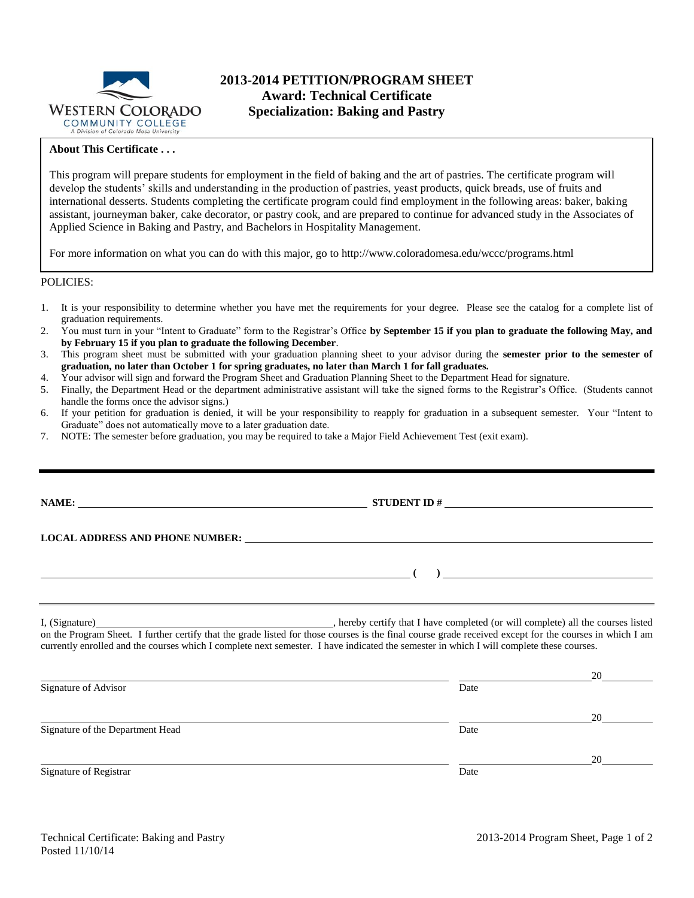WESTERN COLORADO COMMUNITY COLLEGE
A Division of Colorado Mesa University

# 2013-2014 PETITION/PROGRAM SHEET
## Award: Technical Certificate
## Specialization: Baking and Pastry

**About This Certificate . . .**

This program will prepare students for employment in the field of baking and the art of pastries. The certificate program will develop the students' skills and understanding in the production of pastries, yeast products, quick breads, use of fruits and international desserts. Students completing the certificate program could find employment in the following areas: baker, baking assistant, journeyman baker, cake decorator, or pastry cook, and are prepared to continue for advanced study in the Associates of Applied Science in Baking and Pastry, and Bachelors in Hospitality Management.

For more information on what you can do with this major, go to http://www.coloradomesa.edu/wccc/programs.html

POLICIES:

1. It is your responsibility to determine whether you have met the requirements for your degree. Please see the catalog for a complete list of graduation requirements.
2. You must turn in your "Intent to Graduate" form to the Registrar's Office **by September 15 if you plan to graduate the following May, and by February 15 if you plan to graduate the following December**.
3. This program sheet must be submitted with your graduation planning sheet to your advisor during the **semester prior to the semester of graduation, no later than October 1 for spring graduates, no later than March 1 for fall graduates.**
4. Your advisor will sign and forward the Program Sheet and Graduation Planning Sheet to the Department Head for signature.
5. Finally, the Department Head or the department administrative assistant will take the signed forms to the Registrar's Office. (Students cannot handle the forms once the advisor signs.)
6. If your petition for graduation is denied, it will be your responsibility to reapply for graduation in a subsequent semester. Your "Intent to Graduate" does not automatically move to a later graduation date.
7. NOTE: The semester before graduation, you may be required to take a Major Field Achievement Test (exit exam).

---

**NAME:** ________________________________ **STUDENT ID #** ________________________________

**LOCAL ADDRESS AND PHONE NUMBER:** ________________________________

________________________________ **(      )** ________________________________

I, (Signature)________________________________, hereby certify that I have completed (or will complete) all the courses listed on the Program Sheet. I further certify that the grade listed for those courses is the final course grade received except for the courses in which I am currently enrolled and the courses which I complete next semester. I have indicated the semester in which I will complete these courses.

________________________________ ________________ 20______
Signature of Advisor Date

________________________________ ________________ 20______
Signature of the Department Head Date

________________________________ ________________ 20______
Signature of Registrar Date

Technical Certificate: Baking and Pastry
Posted 11/10/14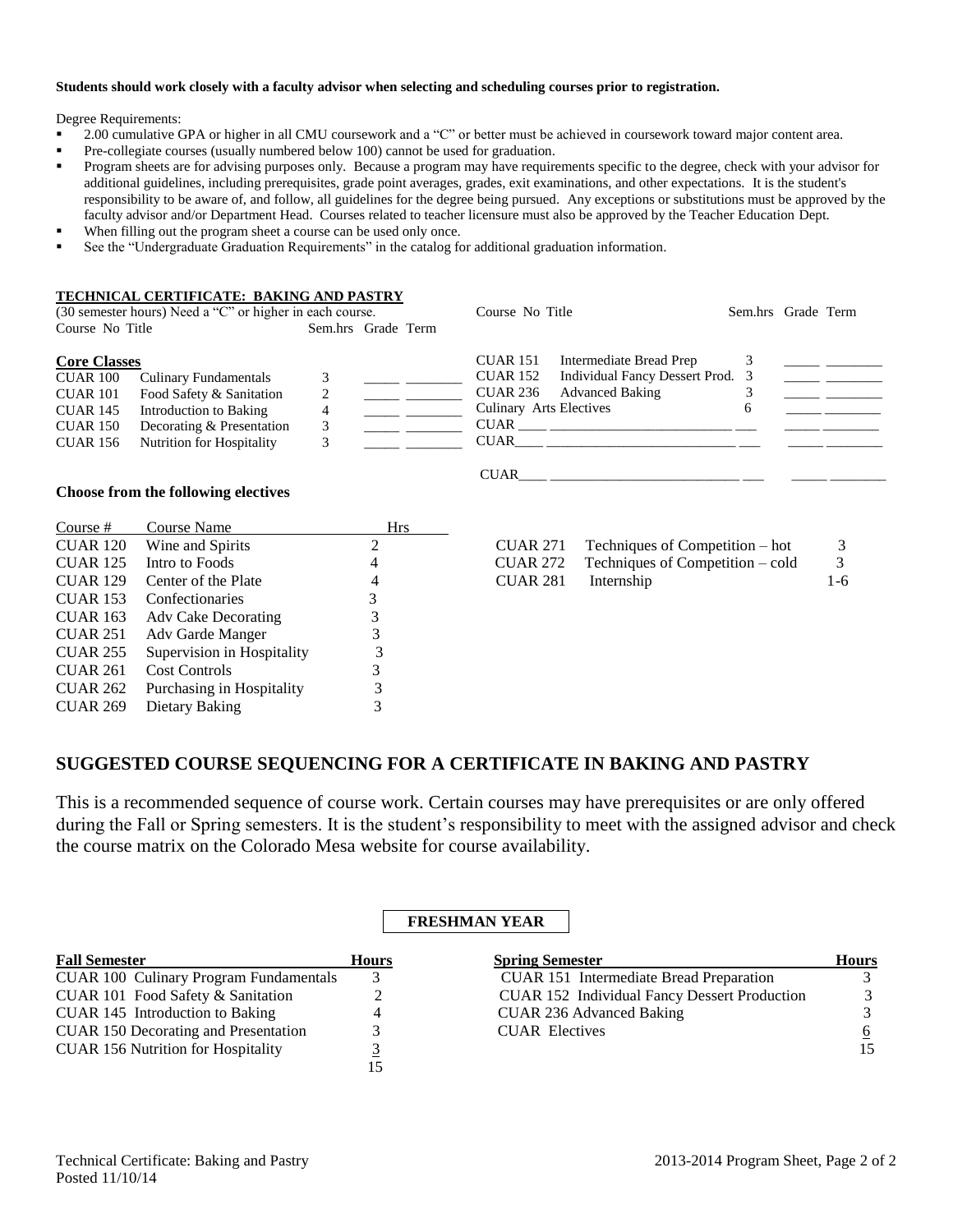**Students should work closely with a faculty advisor when selecting and scheduling courses prior to registration.**

Degree Requirements:

- 2.00 cumulative GPA or higher in all CMU coursework and a "C" or better must be achieved in coursework toward major content area.
- Pre-collegiate courses (usually numbered below 100) cannot be used for graduation.
- Program sheets are for advising purposes only. Because a program may have requirements specific to the degree, check with your advisor for additional guidelines, including prerequisites, grade point averages, grades, exit examinations, and other expectations. It is the student's responsibility to be aware of, and follow, all guidelines for the degree being pursued. Any exceptions or substitutions must be approved by the faculty advisor and/or Department Head. Courses related to teacher licensure must also be approved by the Teacher Education Dept.
- When filling out the program sheet a course can be used only once.
- See the "Undergraduate Graduation Requirements" in the catalog for additional graduation information.

**TECHNICAL CERTIFICATE: BAKING AND PASTRY**

(30 semester hours) Need a "C" or higher in each course.

| Course No | Title | Sem.hrs | Grade | Term |
|---|---|---|---|---|
| **Core Classes** | | | | |
| CUAR 100 | Culinary Fundamentals | 3 | _____ | ________ |
| CUAR 101 | Food Safety & Sanitation | 2 | _____ | ________ |
| CUAR 145 | Introduction to Baking | 4 | _____ | ________ |
| CUAR 150 | Decorating & Presentation | 3 | _____ | ________ |
| CUAR 156 | Nutrition for Hospitality | 3 | _____ | ________ |
| CUAR 151 | Intermediate Bread Prep | 3 | _____ | ________ |
| CUAR 152 | Individual Fancy Dessert Prod. | 3 | _____ | ________ |
| CUAR 236 | Advanced Baking | 3 | _____ | ________ |
| Culinary Arts Electives | | 6 | _____ | ________ |
| CUAR ____ | ____________________________ | ___ | _____ | ________ |
| CUAR ____ | ____________________________ | ___ | _____ | ________ |
| CUAR ____ | ____________________________ | ___ | _____ | ________ |

**Choose from the following electives**

| Course # | Course Name | Hrs |
|---|---|---|
| CUAR 120 | Wine and Spirits | 2 |
| CUAR 125 | Intro to Foods | 4 |
| CUAR 129 | Center of the Plate | 4 |
| CUAR 153 | Confectionaries | 3 |
| CUAR 163 | Adv Cake Decorating | 3 |
| CUAR 251 | Adv Garde Manger | 3 |
| CUAR 255 | Supervision in Hospitality | 3 |
| CUAR 261 | Cost Controls | 3 |
| CUAR 262 | Purchasing in Hospitality | 3 |
| CUAR 269 | Dietary Baking | 3 |
| CUAR 271 | Techniques of Competition – hot | 3 |
| CUAR 272 | Techniques of Competition – cold | 3 |
| CUAR 281 | Internship | 1-6 |

## SUGGESTED COURSE SEQUENCING FOR A CERTIFICATE IN BAKING AND PASTRY

This is a recommended sequence of course work. Certain courses may have prerequisites or are only offered during the Fall or Spring semesters. It is the student's responsibility to meet with the assigned advisor and check the course matrix on the Colorado Mesa website for course availability.

### FRESHMAN YEAR

| Fall Semester | Hours |
|---|---|
| CUAR 100 Culinary Program Fundamentals | 3 |
| CUAR 101 Food Safety & Sanitation | 2 |
| CUAR 145 Introduction to Baking | 4 |
| CUAR 150 Decorating and Presentation | 3 |
| CUAR 156 Nutrition for Hospitality | 3 |
| | 15 |

| Spring Semester | Hours |
|---|---|
| CUAR 151 Intermediate Bread Preparation | 3 |
| CUAR 152 Individual Fancy Dessert Production | 3 |
| CUAR 236 Advanced Baking | 3 |
| CUAR Electives | 6 |
| | 15 |

Technical Certificate: Baking and Pastry
Posted 11/10/14

2013-2014 Program Sheet